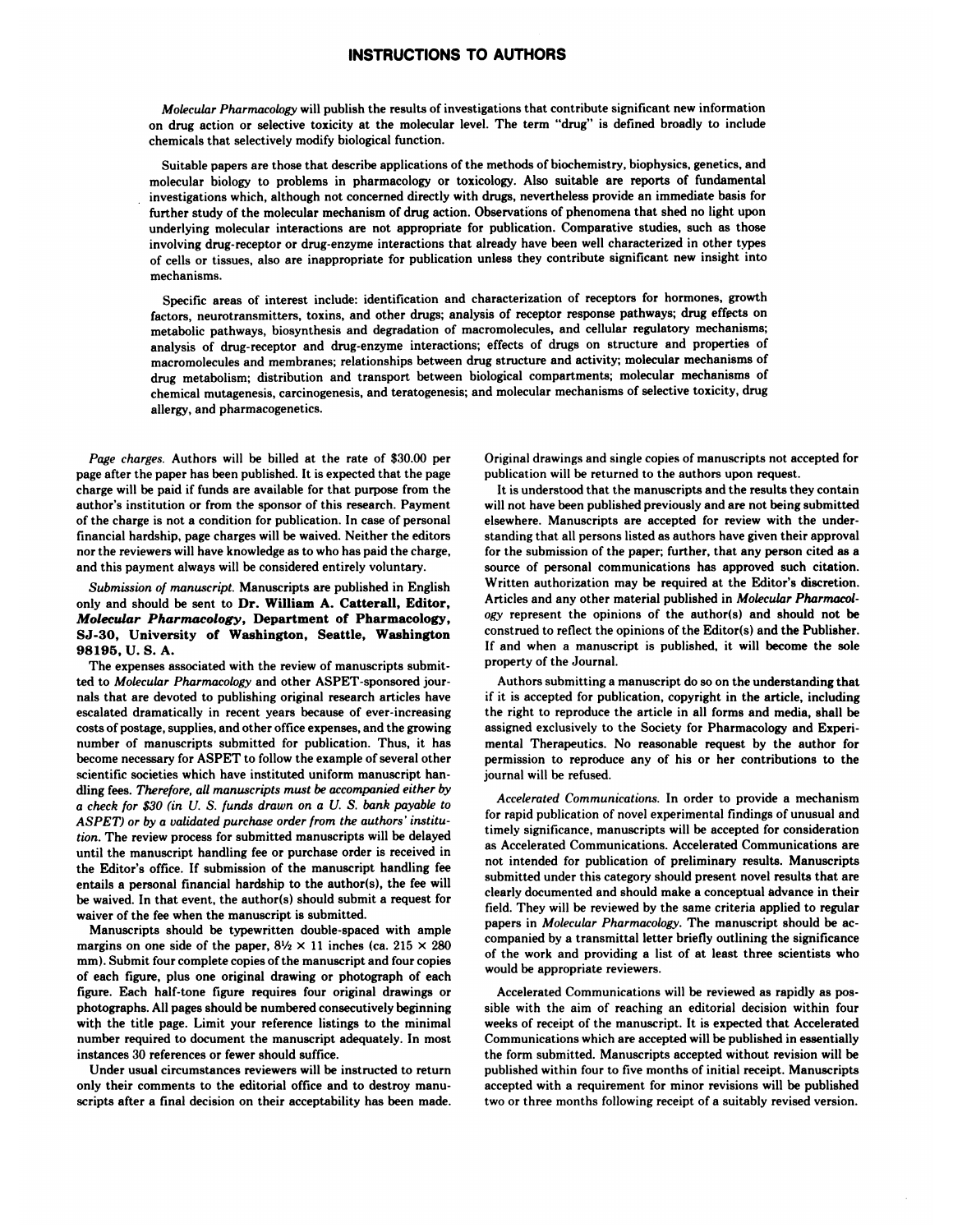# INSTRUCTIONS TO AUTHORS

*Molecular Pharmacology* will publish the results of investigations that contribute significant new information on drug action or selective toxicity at the molecular level. The term "drug" is defined broadly to include chemicals that selectively modify biological function.

Suitable papers are those that describe applications of the methods of biochemistry, biophysics, genetics, and molecular biology to problems in pharmacology or toxicology. Also suitable are reports of fundamental investigations which, although not concerned directly with drugs, nevertheless provide an immediate basis for further study of the molecular mechanism of drug action. Observations of phenomena that shed no light upon underlying molecular interactions are not appropriate for publication. Comparative studies, such as those involving drug-receptor or drug-enzyme interactions that already have been well characterized in other types of cells or tissues, also are inappropriate for publication unless they contribute significant new insight into mechanisms.

Specific areas of interest include: identification and characterization of receptors for hormones, growth factors, neurotransmitters, toxins, and other drugs; analysis of receptor response pathways; drug effects on metabolic pathways, biosynthesis and degradation of macromolecules, and cellular regulatory mechanisms; analysis of drug-receptor and drug-enzyme interactions; effects of drugs on structure and properties of macromolecules and membranes; relationships between drug structure and activity; molecular mechanisms of drug metabolism; distribution and transport between biological compartments; molecular mechanisms of chemical mutagenesis, carcinogenesis, and teratogenesis; and molecular mechanisms of selective toxicity, drug allergy, and pharmacogenetics.

*Page charges.* Authors will be billed at the rate of $30.00 per page after the paper has been published. It is expected that the page charge will be paid if funds are available for that purpose from the author's institution or from the sponsor of this research. Payment of the charge is not a condition for publication. In case of personal financial hardship, page charges will be waived. Neither the editors nor the reviewers will have knowledge as to who has paid the charge, and this payment always will be considered entirely voluntary.

*Submission of manuscript.* Manuscripts are published in English only and should be sent to **Dr. William A. Catterall, Editor, *Molecular Pharmacology*, Department of Pharmacology, SJ-30, University of Washington, Seattle, Washington 98195, U. S. A.**

The expenses associated with the review of manuscripts submitted to *Molecular Pharmacology* and other ASPET-sponsored journals that are devoted to publishing original research articles have escalated dramatically in recent years because of ever-increasing costs of postage, supplies, and other office expenses, and the growing number of manuscripts submitted for publication. Thus, it has become necessary for ASPET to follow the example of several other scientific societies which have instituted uniform manuscript handling fees. *Therefore, all manuscripts must be accompanied either by a check for $30 (in U. S. funds drawn on a U. S. bank payable to ASPET) or by a validated purchase order from the authors' institution.* The review process for submitted manuscripts will be delayed until the manuscript handling fee or purchase order is received in the Editor's office. If submission of the manuscript handling fee entails a personal financial hardship to the author(s), the fee will be waived. In that event, the author(s) should submit a request for waiver of the fee when the manuscript is submitted.

Manuscripts should be typewritten double-spaced with ample margins on one side of the paper, 8½ × 11 inches (ca. 215 × 280 mm). Submit four complete copies of the manuscript and four copies of each figure, plus one original drawing or photograph of each figure. Each half-tone figure requires four original drawings or photographs. All pages should be numbered consecutively beginning with the title page. Limit your reference listings to the minimal number required to document the manuscript adequately. In most instances 30 references or fewer should suffice.

Under usual circumstances reviewers will be instructed to return only their comments to the editorial office and to destroy manuscripts after a final decision on their acceptability has been made. Original drawings and single copies of manuscripts not accepted for publication will be returned to the authors upon request.

It is understood that the manuscripts and the results they contain will not have been published previously and are not being submitted elsewhere. Manuscripts are accepted for review with the understanding that all persons listed as authors have given their approval for the submission of the paper; further, that any person cited as a source of personal communications has approved such citation. Written authorization may be required at the Editor's discretion. Articles and any other material published in *Molecular Pharmacology* represent the opinions of the author(s) and should not be construed to reflect the opinions of the Editor(s) and the Publisher. If and when a manuscript is published, it will become the sole property of the Journal.

Authors submitting a manuscript do so on the understanding that if it is accepted for publication, copyright in the article, including the right to reproduce the article in all forms and media, shall be assigned exclusively to the Society for Pharmacology and Experimental Therapeutics. No reasonable request by the author for permission to reproduce any of his or her contributions to the journal will be refused.

*Accelerated Communications.* In order to provide a mechanism for rapid publication of novel experimental findings of unusual and timely significance, manuscripts will be accepted for consideration as Accelerated Communications. Accelerated Communications are not intended for publication of preliminary results. Manuscripts submitted under this category should present novel results that are clearly documented and should make a conceptual advance in their field. They will be reviewed by the same criteria applied to regular papers in *Molecular Pharmacology*. The manuscript should be accompanied by a transmittal letter briefly outlining the significance of the work and providing a list of at least three scientists who would be appropriate reviewers.

Accelerated Communications will be reviewed as rapidly as possible with the aim of reaching an editorial decision within four weeks of receipt of the manuscript. It is expected that Accelerated Communications which are accepted will be published in essentially the form submitted. Manuscripts accepted without revision will be published within four to five months of initial receipt. Manuscripts accepted with a requirement for minor revisions will be published two or three months following receipt of a suitably revised version.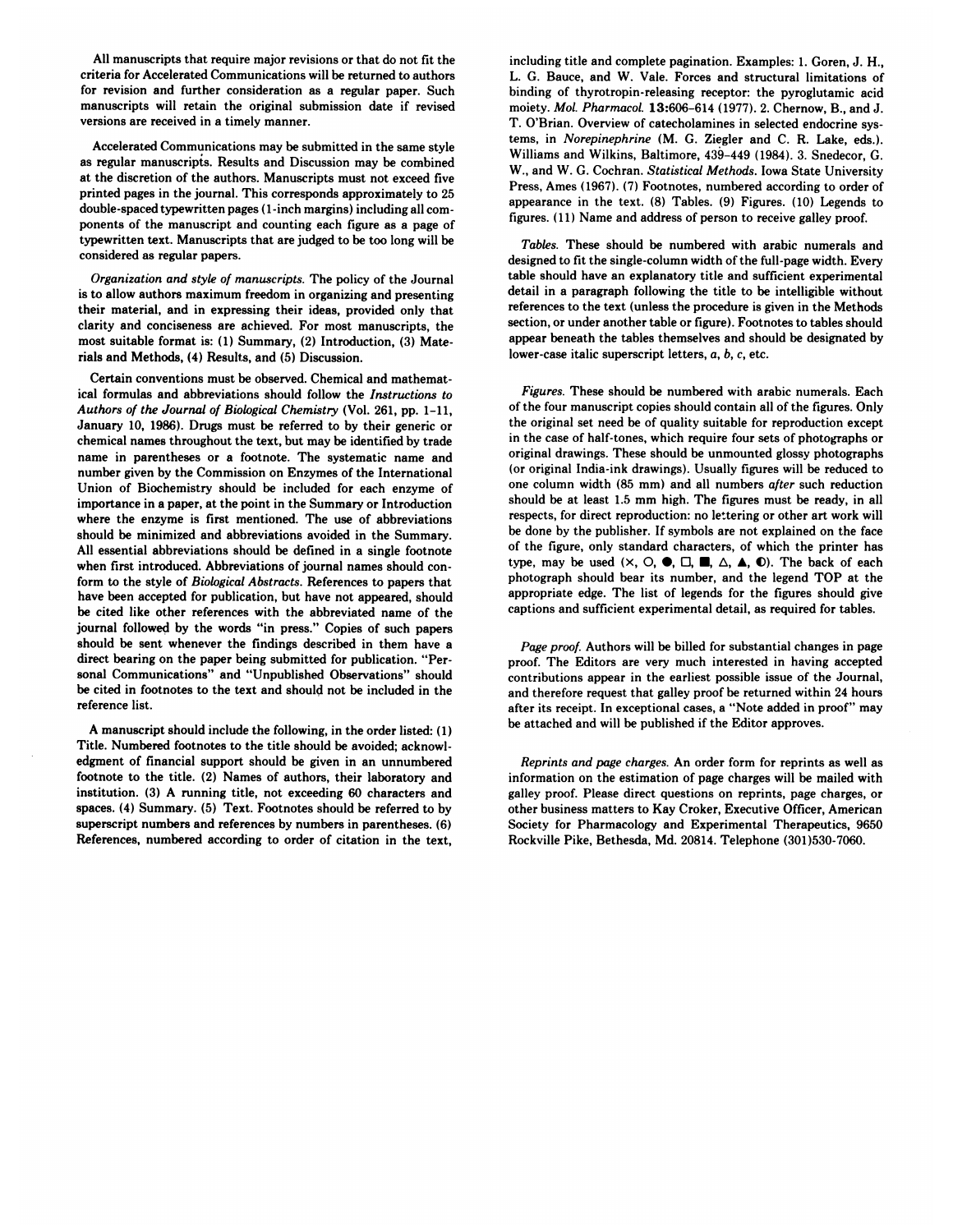All manuscripts that require major revisions or that do not fit the criteria for Accelerated Communications will be returned to authors for revision and further consideration as a regular paper. Such manuscripts will retain the original submission date if revised versions are received in a timely manner.

Accelerated Communications may be submitted in the same style as regular manuscripts. Results and Discussion may be combined at the discretion of the authors. Manuscripts must not exceed five printed pages in the journal. This corresponds approximately to 25 double-spaced typewritten pages (1-inch margins) including all components of the manuscript and counting each figure as a page of typewritten text. Manuscripts that are judged to be too long will be considered as regular papers.

*Organization and style of manuscripts.* The policy of the Journal is to allow authors maximum freedom in organizing and presenting their material, and in expressing their ideas, provided only that clarity and conciseness are achieved. For most manuscripts, the most suitable format is: (1) Summary, (2) Introduction, (3) Materials and Methods, (4) Results, and (5) Discussion.

Certain conventions must be observed. Chemical and mathematical formulas and abbreviations should follow the *Instructions to Authors of the Journal of Biological Chemistry* (Vol. 261, pp. 1-11, January 10, 1986). Drugs must be referred to by their generic or chemical names throughout the text, but may be identified by trade name in parentheses or a footnote. The systematic name and number given by the Commission on Enzymes of the International Union of Biochemistry should be included for each enzyme of importance in a paper, at the point in the Summary or Introduction where the enzyme is first mentioned. The use of abbreviations should be minimized and abbreviations avoided in the Summary. All essential abbreviations should be defined in a single footnote when first introduced. Abbreviations of journal names should conform to the style of *Biological Abstracts*. References to papers that have been accepted for publication, but have not appeared, should be cited like other references with the abbreviated name of the journal followed by the words "in press." Copies of such papers should be sent whenever the findings described in them have a direct bearing on the paper being submitted for publication. "Personal Communications" and "Unpublished Observations" should be cited in footnotes to the text and should not be included in the reference list.

A manuscript should include the following, in the order listed: (1) Title. Numbered footnotes to the title should be avoided; acknowledgment of financial support should be given in an unnumbered footnote to the title. (2) Names of authors, their laboratory and institution. (3) A running title, not exceeding 60 characters and spaces. (4) Summary. (5) Text. Footnotes should be referred to by superscript numbers and references by numbers in parentheses. (6) References, numbered according to order of citation in the text, including title and complete pagination. Examples: 1. Goren, J. H., L. G. Bauce, and W. Vale. Forces and structural limitations of binding of thyrotropin-releasing receptor: the pyroglutamic acid moiety. *Mol. Pharmacol.* **13:**606–614 (1977). 2. Chernow, B., and J. T. O'Brian. Overview of catecholamines in selected endocrine systems, in *Norepinephrine* (M. G. Ziegler and C. R. Lake, eds.). Williams and Wilkins, Baltimore, 439–449 (1984). 3. Snedecor, G. W., and W. G. Cochran. *Statistical Methods.* Iowa State University Press, Ames (1967). (7) Footnotes, numbered according to order of appearance in the text. (8) Tables. (9) Figures. (10) Legends to figures. (11) Name and address of person to receive galley proof.

*Tables.* These should be numbered with arabic numerals and designed to fit the single-column width of the full-page width. Every table should have an explanatory title and sufficient experimental detail in a paragraph following the title to be intelligible without references to the text (unless the procedure is given in the Methods section, or under another table or figure). Footnotes to tables should appear beneath the tables themselves and should be designated by lower-case italic superscript letters, *a*, *b*, *c*, etc.

*Figures.* These should be numbered with arabic numerals. Each of the four manuscript copies should contain all of the figures. Only the original set need be of quality suitable for reproduction except in the case of half-tones, which require four sets of photographs or original drawings. These should be unmounted glossy photographs (or original India-ink drawings). Usually figures will be reduced to one column width (85 mm) and all numbers *after* such reduction should be at least 1.5 mm high. The figures must be ready, in all respects, for direct reproduction: no lettering or other art work will be done by the publisher. If symbols are not explained on the face of the figure, only standard characters, of which the printer has type, may be used (×, ○, ●, □, ■, △, ▲, ◐). The back of each photograph should bear its number, and the legend TOP at the appropriate edge. The list of legends for the figures should give captions and sufficient experimental detail, as required for tables.

*Page proof.* Authors will be billed for substantial changes in page proof. The Editors are very much interested in having accepted contributions appear in the earliest possible issue of the Journal, and therefore request that galley proof be returned within 24 hours after its receipt. In exceptional cases, a "Note added in proof" may be attached and will be published if the Editor approves.

*Reprints and page charges.* An order form for reprints as well as information on the estimation of page charges will be mailed with galley proof. Please direct questions on reprints, page charges, or other business matters to Kay Croker, Executive Officer, American Society for Pharmacology and Experimental Therapeutics, 9650 Rockville Pike, Bethesda, Md. 20814. Telephone (301)530-7060.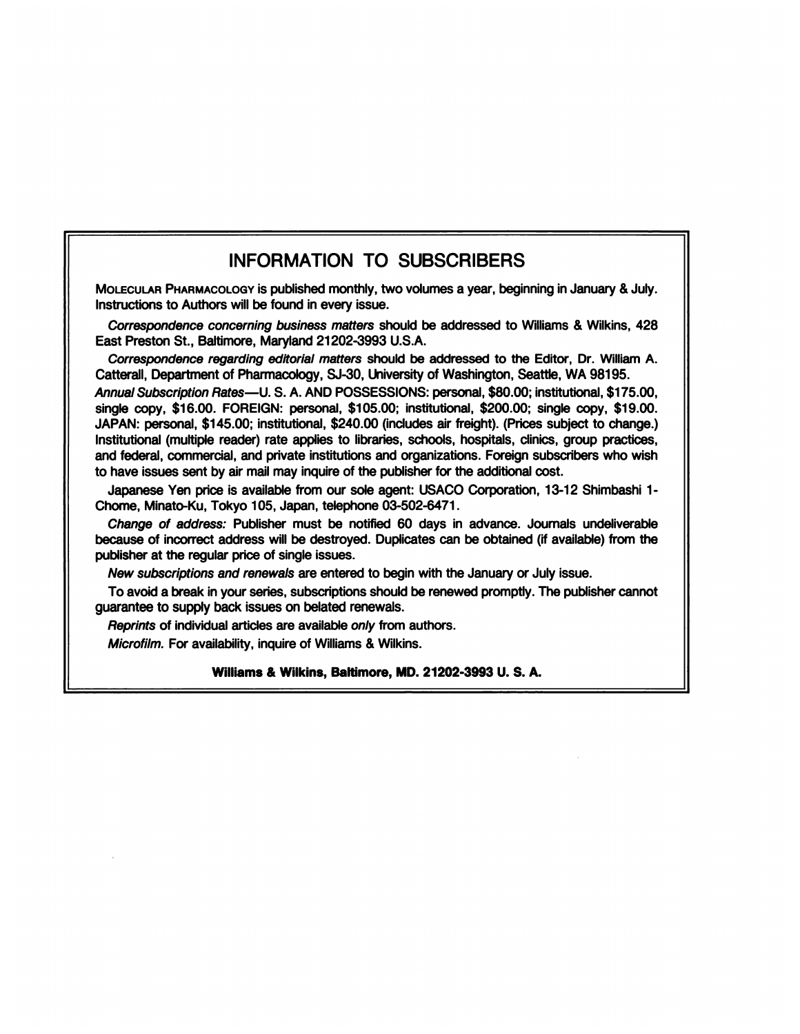## INFORMATION TO SUBSCRIBERS

MOLECULAR PHARMACOLOGY is published monthly, two volumes a year, beginning in January & July. Instructions to Authors will be found in every issue.

*Correspondence concerning business matters* should be addressed to Williams & Wilkins, 428 East Preston St., Baltimore, Maryland 21202-3993 U.S.A.

*Correspondence regarding editorial matters* should be addressed to the Editor, Dr. William A. Catterall, Department of Pharmacology, SJ-30, University of Washington, Seattle, WA 98195.

*Annual Subscription Rates*—U. S. A. AND POSSESSIONS: personal, $80.00; institutional, $175.00, single copy, $16.00. FOREIGN: personal, $105.00; institutional, $200.00; single copy, $19.00. JAPAN: personal, $145.00; institutional, $240.00 (includes air freight). (Prices subject to change.) Institutional (multiple reader) rate applies to libraries, schools, hospitals, clinics, group practices, and federal, commercial, and private institutions and organizations. Foreign subscribers who wish to have issues sent by air mail may inquire of the publisher for the additional cost.

Japanese Yen price is available from our sole agent: USACO Corporation, 13-12 Shimbashi 1-Chome, Minato-Ku, Tokyo 105, Japan, telephone 03-502-6471.

*Change of address:* Publisher must be notified 60 days in advance. Journals undeliverable because of incorrect address will be destroyed. Duplicates can be obtained (if available) from the publisher at the regular price of single issues.

*New subscriptions and renewals* are entered to begin with the January or July issue.

To avoid a break in your series, subscriptions should be renewed promptly. The publisher cannot guarantee to supply back issues on belated renewals.

*Reprints* of individual articles are available *only* from authors.

*Microfilm.* For availability, inquire of Williams & Wilkins.

**Williams & Wilkins, Baltimore, MD. 21202-3993 U. S. A.**